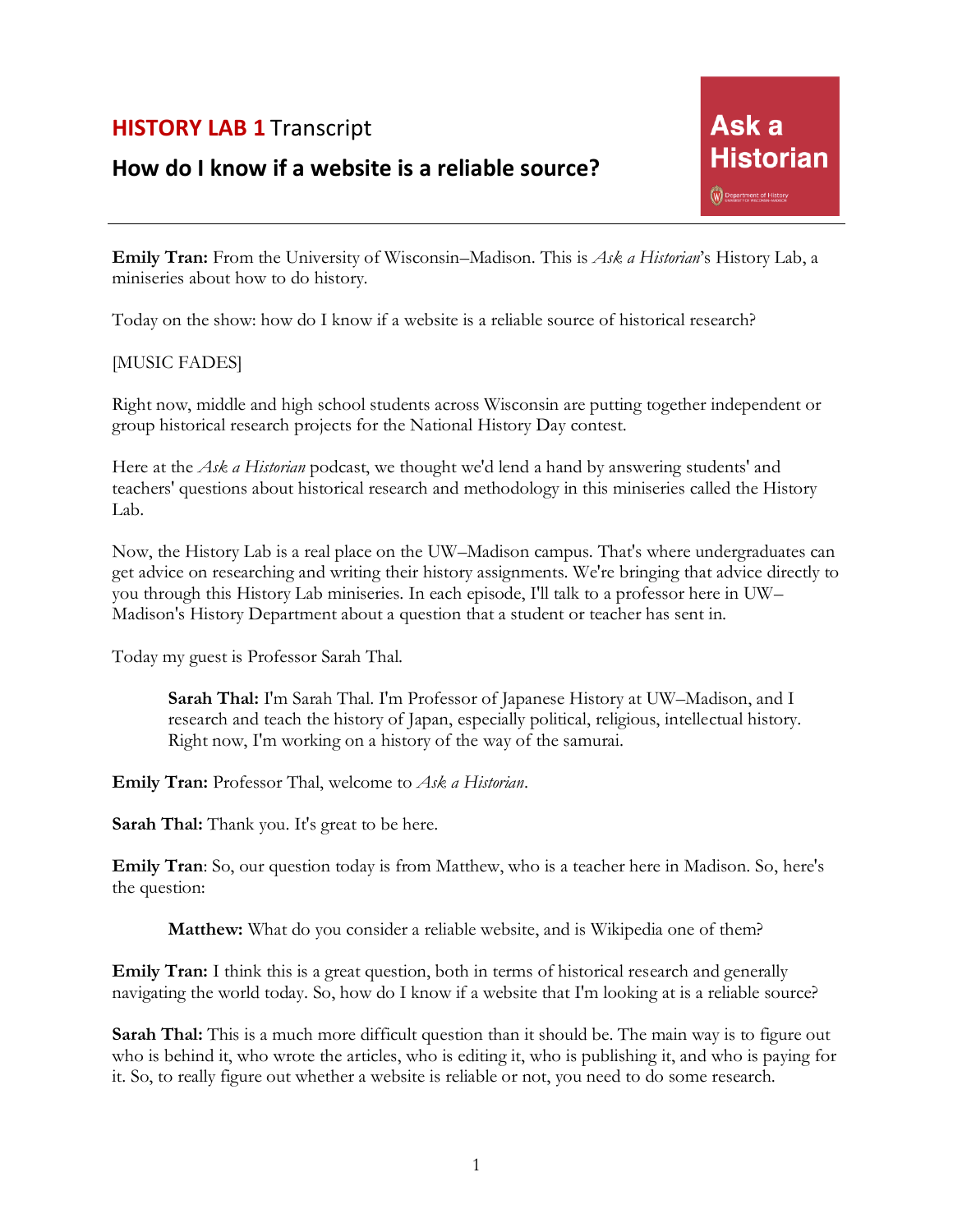**HISTORY LAB 1** Transcript

# How do I know if a website is a reliable source?

Ask a Historian

---

**Emily Tran:** From the University of Wisconsin–Madison. This is *Ask a Historian*'s History Lab, a miniseries about how to do history.

Today on the show: how do I know if a website is a reliable source of historical research?

[MUSIC FADES]

Right now, middle and high school students across Wisconsin are putting together independent or group historical research projects for the National History Day contest.

Here at the *Ask a Historian* podcast, we thought we'd lend a hand by answering students' and teachers' questions about historical research and methodology in this miniseries called the History Lab.

Now, the History Lab is a real place on the UW–Madison campus. That's where undergraduates can get advice on researching and writing their history assignments. We're bringing that advice directly to you through this History Lab miniseries. In each episode, I'll talk to a professor here in UW–Madison's History Department about a question that a student or teacher has sent in.

Today my guest is Professor Sarah Thal.

> **Sarah Thal:** I'm Sarah Thal. I'm Professor of Japanese History at UW–Madison, and I research and teach the history of Japan, especially political, religious, intellectual history. Right now, I'm working on a history of the way of the samurai.

**Emily Tran:** Professor Thal, welcome to *Ask a Historian*.

**Sarah Thal:** Thank you. It's great to be here.

**Emily Tran**: So, our question today is from Matthew, who is a teacher here in Madison. So, here's the question:

> **Matthew:** What do you consider a reliable website, and is Wikipedia one of them?

**Emily Tran:** I think this is a great question, both in terms of historical research and generally navigating the world today. So, how do I know if a website that I'm looking at is a reliable source?

**Sarah Thal:** This is a much more difficult question than it should be. The main way is to figure out who is behind it, who wrote the articles, who is editing it, who is publishing it, and who is paying for it. So, to really figure out whether a website is reliable or not, you need to do some research.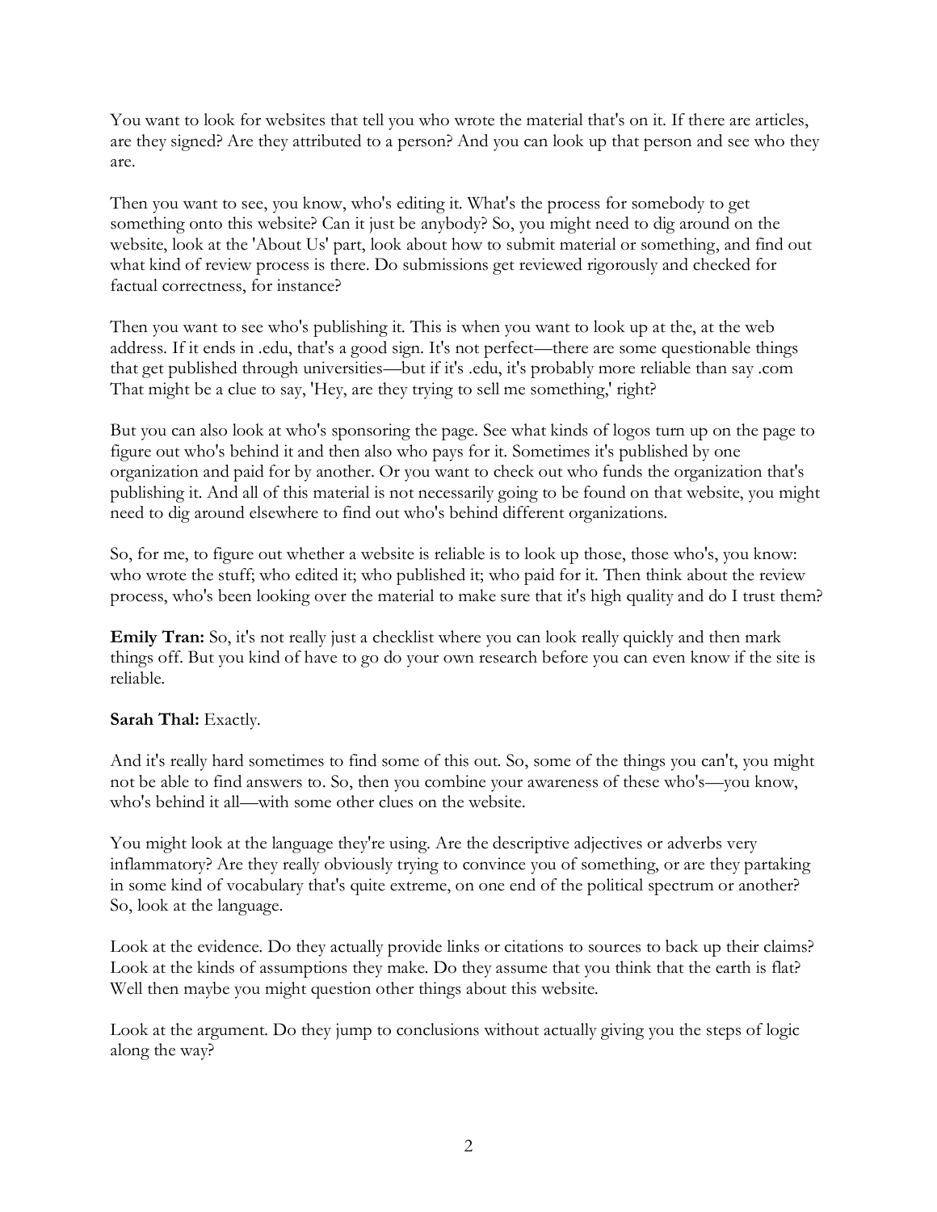You want to look for websites that tell you who wrote the material that's on it. If there are articles, are they signed? Are they attributed to a person? And you can look up that person and see who they are.

Then you want to see, you know, who's editing it. What's the process for somebody to get something onto this website? Can it just be anybody? So, you might need to dig around on the website, look at the 'About Us' part, look about how to submit material or something, and find out what kind of review process is there. Do submissions get reviewed rigorously and checked for factual correctness, for instance?

Then you want to see who's publishing it. This is when you want to look up at the, at the web address. If it ends in .edu, that's a good sign. It's not perfect—there are some questionable things that get published through universities—but if it's .edu, it's probably more reliable than say .com That might be a clue to say, 'Hey, are they trying to sell me something,' right?

But you can also look at who's sponsoring the page. See what kinds of logos turn up on the page to figure out who's behind it and then also who pays for it. Sometimes it's published by one organization and paid for by another. Or you want to check out who funds the organization that's publishing it. And all of this material is not necessarily going to be found on that website, you might need to dig around elsewhere to find out who's behind different organizations.

So, for me, to figure out whether a website is reliable is to look up those, those who's, you know: who wrote the stuff; who edited it; who published it; who paid for it. Then think about the review process, who's been looking over the material to make sure that it's high quality and do I trust them?

**Emily Tran:** So, it's not really just a checklist where you can look really quickly and then mark things off. But you kind of have to go do your own research before you can even know if the site is reliable.

**Sarah Thal:** Exactly.

And it's really hard sometimes to find some of this out. So, some of the things you can't, you might not be able to find answers to. So, then you combine your awareness of these who's—you know, who's behind it all—with some other clues on the website.

You might look at the language they're using. Are the descriptive adjectives or adverbs very inflammatory? Are they really obviously trying to convince you of something, or are they partaking in some kind of vocabulary that's quite extreme, on one end of the political spectrum or another? So, look at the language.

Look at the evidence. Do they actually provide links or citations to sources to back up their claims? Look at the kinds of assumptions they make. Do they assume that you think that the earth is flat? Well then maybe you might question other things about this website.

Look at the argument. Do they jump to conclusions without actually giving you the steps of logic along the way?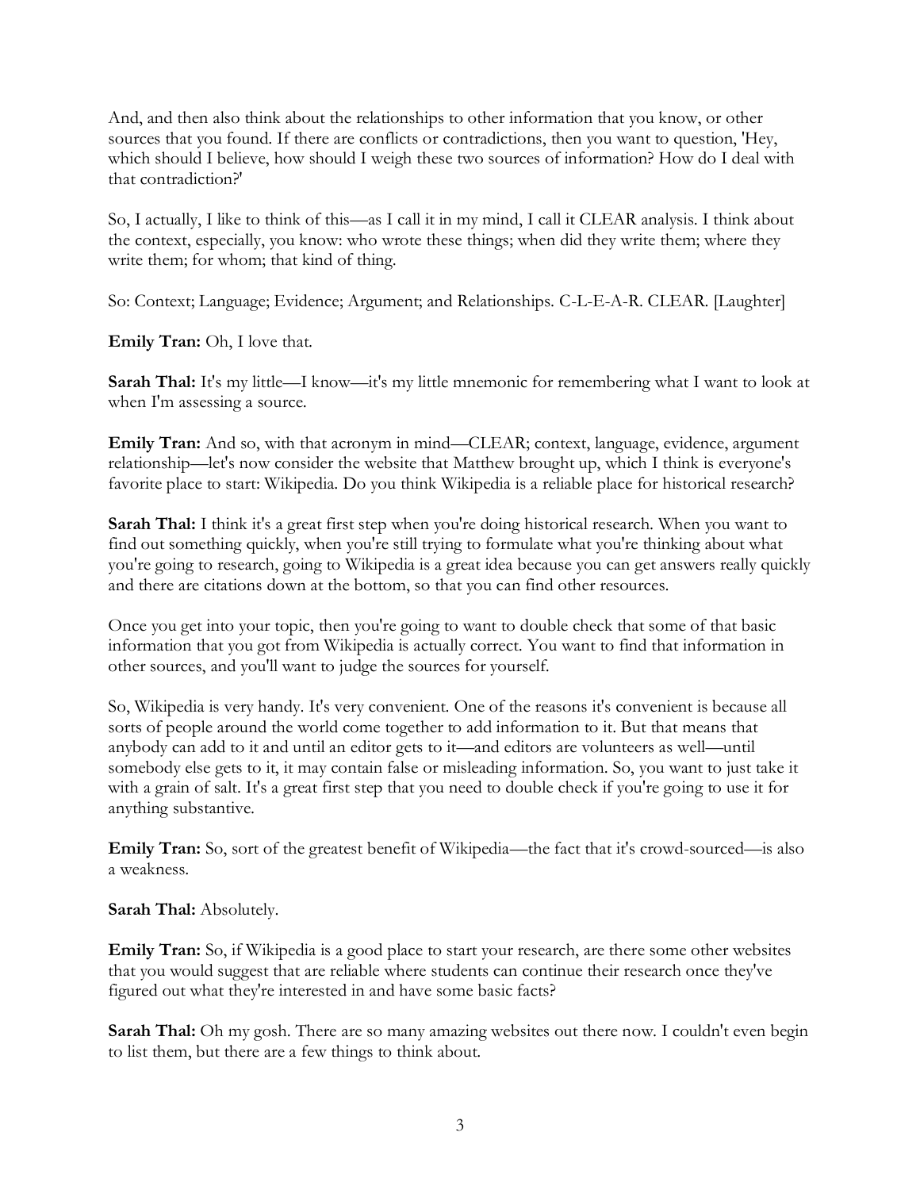And, and then also think about the relationships to other information that you know, or other sources that you found. If there are conflicts or contradictions, then you want to question, 'Hey, which should I believe, how should I weigh these two sources of information? How do I deal with that contradiction?'

So, I actually, I like to think of this—as I call it in my mind, I call it CLEAR analysis. I think about the context, especially, you know: who wrote these things; when did they write them; where they write them; for whom; that kind of thing.

So: Context; Language; Evidence; Argument; and Relationships. C-L-E-A-R. CLEAR. [Laughter]

**Emily Tran:** Oh, I love that.

**Sarah Thal:** It's my little—I know—it's my little mnemonic for remembering what I want to look at when I'm assessing a source.

**Emily Tran:** And so, with that acronym in mind—CLEAR; context, language, evidence, argument relationship—let's now consider the website that Matthew brought up, which I think is everyone's favorite place to start: Wikipedia. Do you think Wikipedia is a reliable place for historical research?

**Sarah Thal:** I think it's a great first step when you're doing historical research. When you want to find out something quickly, when you're still trying to formulate what you're thinking about what you're going to research, going to Wikipedia is a great idea because you can get answers really quickly and there are citations down at the bottom, so that you can find other resources.

Once you get into your topic, then you're going to want to double check that some of that basic information that you got from Wikipedia is actually correct. You want to find that information in other sources, and you'll want to judge the sources for yourself.

So, Wikipedia is very handy. It's very convenient. One of the reasons it's convenient is because all sorts of people around the world come together to add information to it. But that means that anybody can add to it and until an editor gets to it—and editors are volunteers as well—until somebody else gets to it, it may contain false or misleading information. So, you want to just take it with a grain of salt. It's a great first step that you need to double check if you're going to use it for anything substantive.

**Emily Tran:** So, sort of the greatest benefit of Wikipedia—the fact that it's crowd-sourced—is also a weakness.

**Sarah Thal:** Absolutely.

**Emily Tran:** So, if Wikipedia is a good place to start your research, are there some other websites that you would suggest that are reliable where students can continue their research once they've figured out what they're interested in and have some basic facts?

**Sarah Thal:** Oh my gosh. There are so many amazing websites out there now. I couldn't even begin to list them, but there are a few things to think about.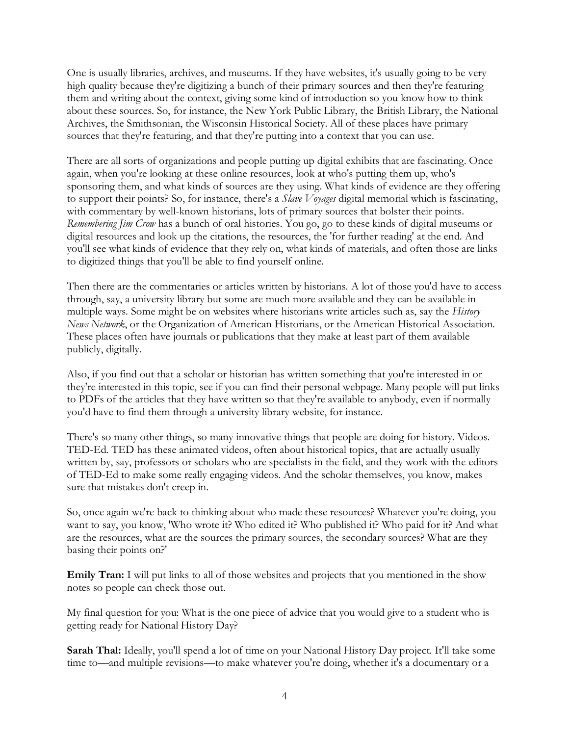One is usually libraries, archives, and museums. If they have websites, it's usually going to be very high quality because they're digitizing a bunch of their primary sources and then they're featuring them and writing about the context, giving some kind of introduction so you know how to think about these sources. So, for instance, the New York Public Library, the British Library, the National Archives, the Smithsonian, the Wisconsin Historical Society. All of these places have primary sources that they're featuring, and that they're putting into a context that you can use.

There are all sorts of organizations and people putting up digital exhibits that are fascinating. Once again, when you're looking at these online resources, look at who's putting them up, who's sponsoring them, and what kinds of sources are they using. What kinds of evidence are they offering to support their points? So, for instance, there's a *Slave Voyages* digital memorial which is fascinating, with commentary by well-known historians, lots of primary sources that bolster their points. *Remembering Jim Crow* has a bunch of oral histories. You go, go to these kinds of digital museums or digital resources and look up the citations, the resources, the 'for further reading' at the end. And you'll see what kinds of evidence that they rely on, what kinds of materials, and often those are links to digitized things that you'll be able to find yourself online.

Then there are the commentaries or articles written by historians. A lot of those you'd have to access through, say, a university library but some are much more available and they can be available in multiple ways. Some might be on websites where historians write articles such as, say the *History News Network*, or the Organization of American Historians, or the American Historical Association. These places often have journals or publications that they make at least part of them available publicly, digitally.

Also, if you find out that a scholar or historian has written something that you're interested in or they're interested in this topic, see if you can find their personal webpage. Many people will put links to PDFs of the articles that they have written so that they're available to anybody, even if normally you'd have to find them through a university library website, for instance.

There's so many other things, so many innovative things that people are doing for history. Videos. TED-Ed. TED has these animated videos, often about historical topics, that are actually usually written by, say, professors or scholars who are specialists in the field, and they work with the editors of TED-Ed to make some really engaging videos. And the scholar themselves, you know, makes sure that mistakes don't creep in.

So, once again we're back to thinking about who made these resources? Whatever you're doing, you want to say, you know, 'Who wrote it? Who edited it? Who published it? Who paid for it? And what are the resources, what are the sources the primary sources, the secondary sources? What are they basing their points on?'

**Emily Tran:** I will put links to all of those websites and projects that you mentioned in the show notes so people can check those out.

My final question for you: What is the one piece of advice that you would give to a student who is getting ready for National History Day?

**Sarah Thal:** Ideally, you'll spend a lot of time on your National History Day project. It'll take some time to—and multiple revisions—to make whatever you're doing, whether it's a documentary or a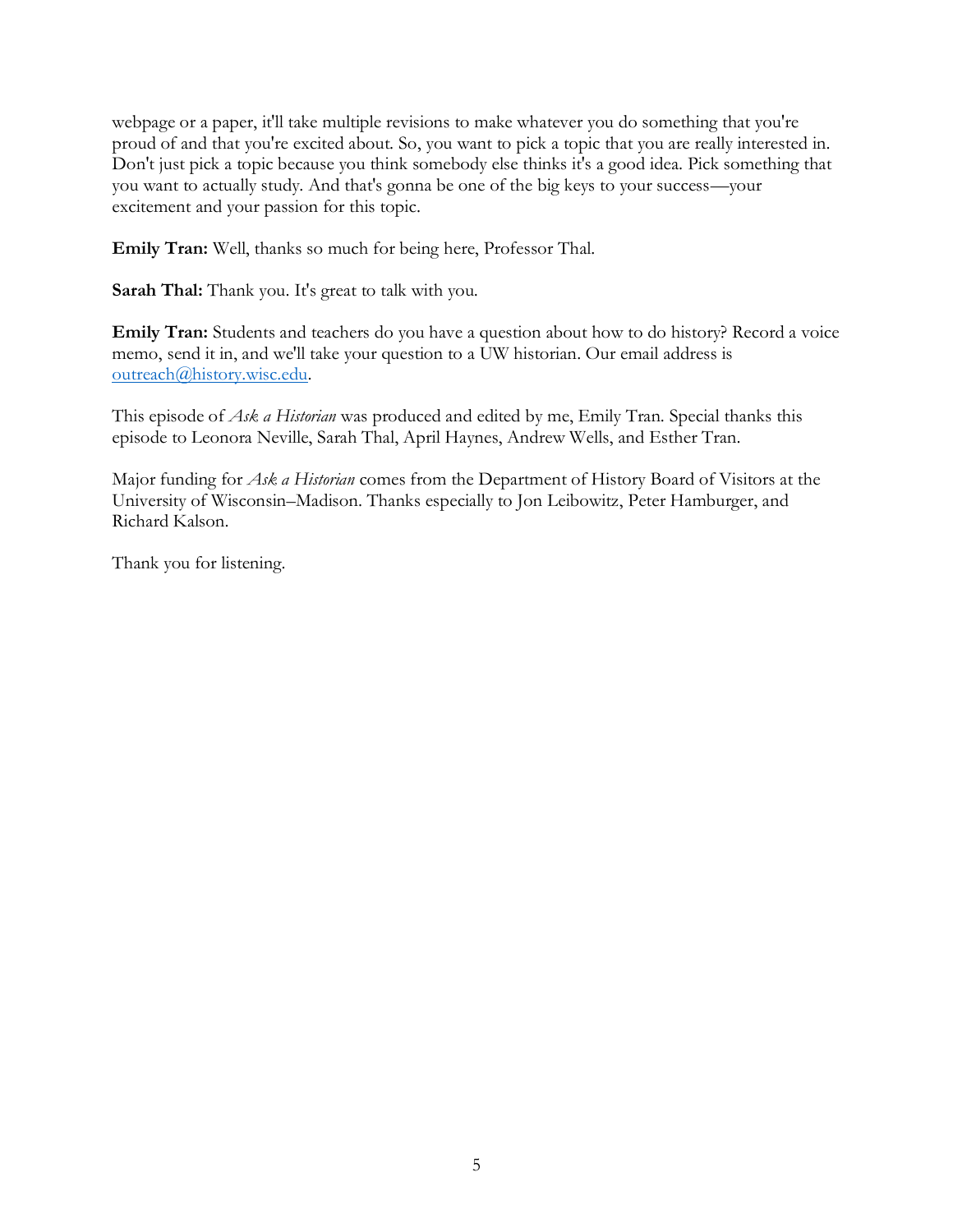webpage or a paper, it'll take multiple revisions to make whatever you do something that you're proud of and that you're excited about. So, you want to pick a topic that you are really interested in. Don't just pick a topic because you think somebody else thinks it's a good idea. Pick something that you want to actually study. And that's gonna be one of the big keys to your success—your excitement and your passion for this topic.

**Emily Tran:** Well, thanks so much for being here, Professor Thal.

**Sarah Thal:** Thank you. It's great to talk with you.

**Emily Tran:** Students and teachers do you have a question about how to do history? Record a voice memo, send it in, and we'll take your question to a UW historian. Our email address is [outreach@history.wisc.edu](mailto:outreach@history.wisc.edu).

This episode of *Ask a Historian* was produced and edited by me, Emily Tran. Special thanks this episode to Leonora Neville, Sarah Thal, April Haynes, Andrew Wells, and Esther Tran.

Major funding for *Ask a Historian* comes from the Department of History Board of Visitors at the University of Wisconsin–Madison. Thanks especially to Jon Leibowitz, Peter Hamburger, and Richard Kalson.

Thank you for listening.